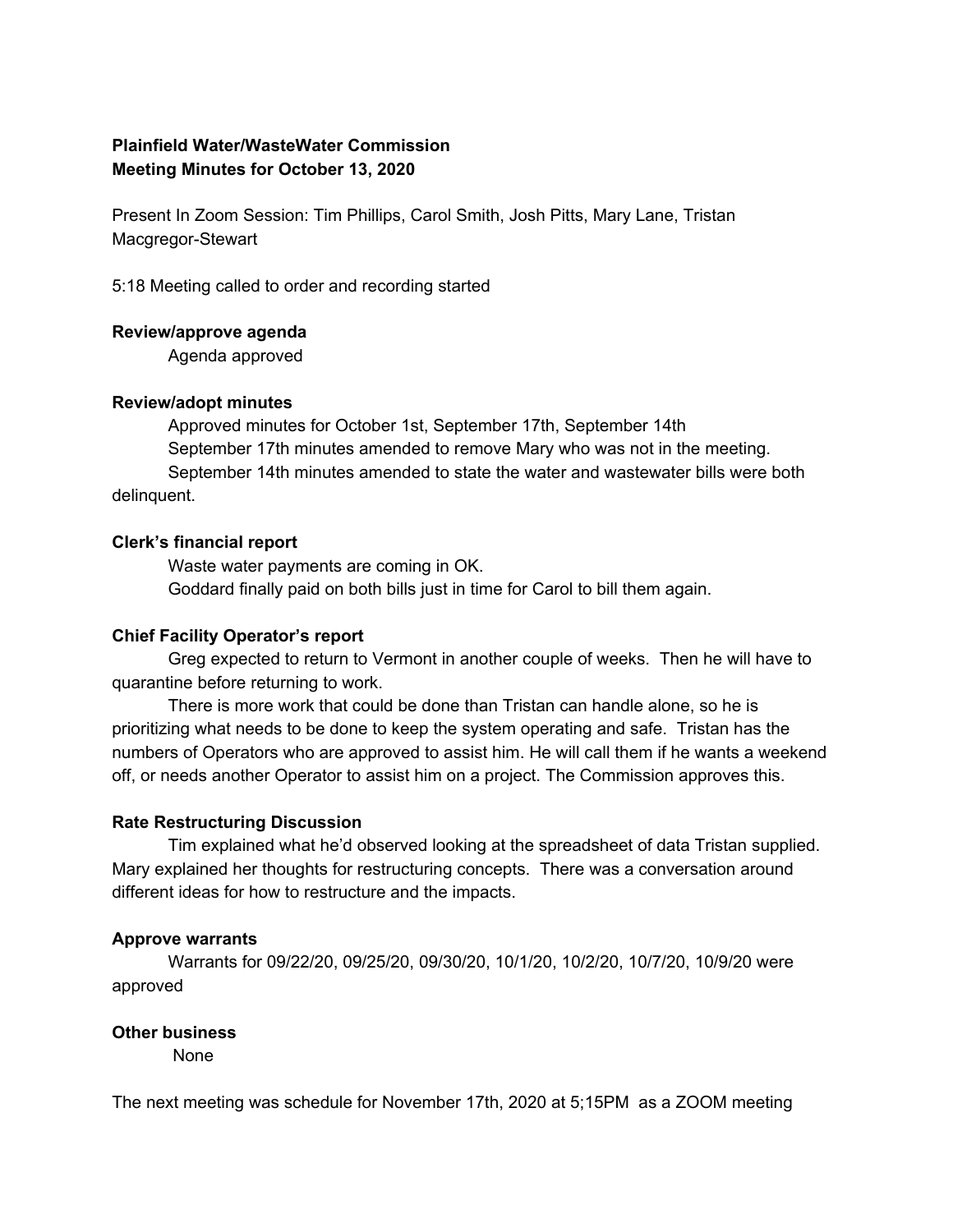**Plainfield Water/WasteWater Commission**
**Meeting Minutes for October 13, 2020**

Present In Zoom Session: Tim Phillips, Carol Smith, Josh Pitts, Mary Lane, Tristan Macgregor-Stewart

5:18 Meeting called to order and recording started

**Review/approve agenda**

Agenda approved

**Review/adopt minutes**

Approved minutes for October 1st, September 17th, September 14th
September 17th minutes amended to remove Mary who was not in the meeting.
September 14th minutes amended to state the water and wastewater bills were both delinquent.

**Clerk's financial report**

Waste water payments are coming in OK.
Goddard finally paid on both bills just in time for Carol to bill them again.

**Chief Facility Operator's report**

Greg expected to return to Vermont in another couple of weeks. Then he will have to quarantine before returning to work.

There is more work that could be done than Tristan can handle alone, so he is prioritizing what needs to be done to keep the system operating and safe. Tristan has the numbers of Operators who are approved to assist him. He will call them if he wants a weekend off, or needs another Operator to assist him on a project. The Commission approves this.

**Rate Restructuring Discussion**

Tim explained what he'd observed looking at the spreadsheet of data Tristan supplied. Mary explained her thoughts for restructuring concepts. There was a conversation around different ideas for how to restructure and the impacts.

**Approve warrants**

Warrants for 09/22/20, 09/25/20, 09/30/20, 10/1/20, 10/2/20, 10/7/20, 10/9/20 were approved

**Other business**

None

The next meeting was schedule for November 17th, 2020 at 5;15PM as a ZOOM meeting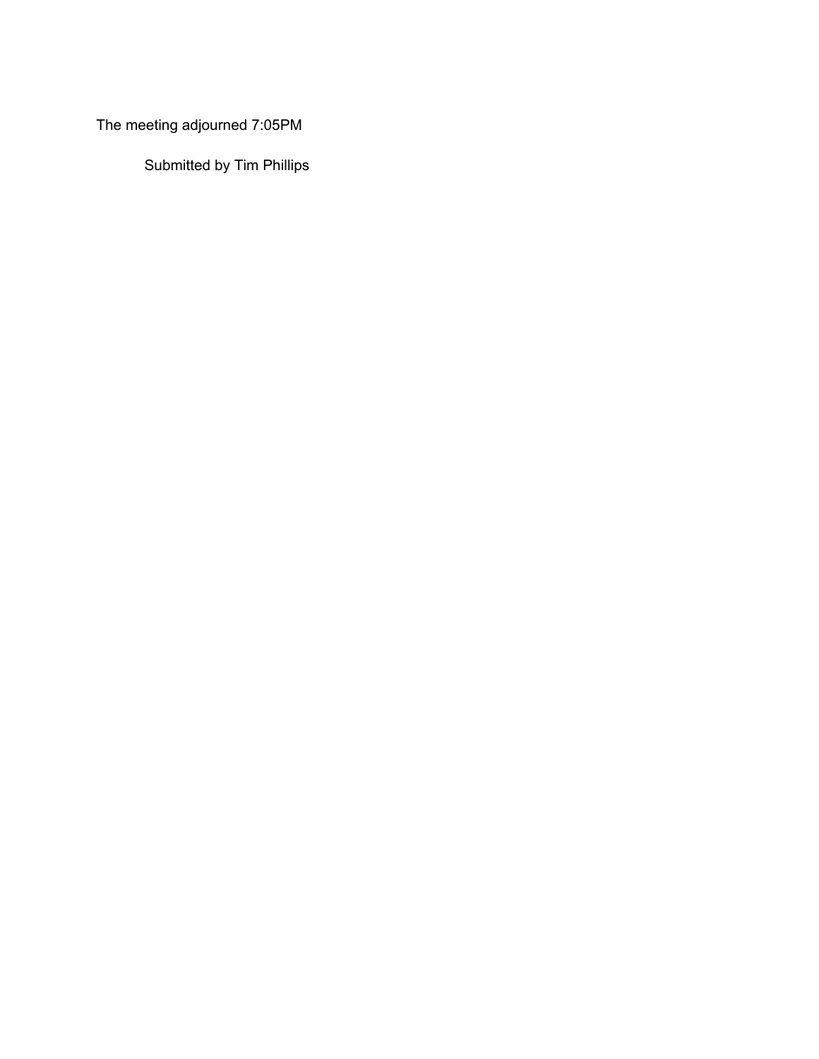The meeting adjourned 7:05PM

Submitted by Tim Phillips